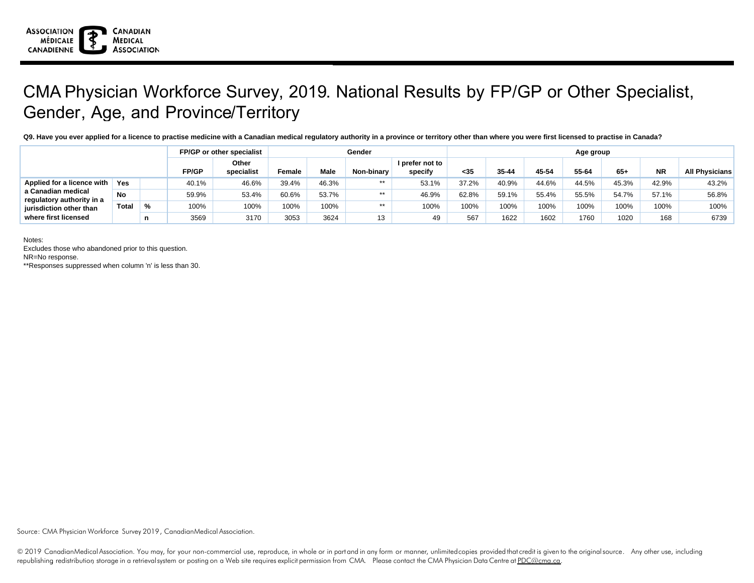# CMA Physician Workforce Survey, 2019. National Results by FP/GP or Other Specialist, Gender, Age, and Province/Territory

**Q9. Have you ever applied for a licence to practise medicine with a Canadian medical regulatory authority in a province or territory other than where you were first licensed to practise in Canada?**

| | | | FP/GP or other specialist | | Gender | | | | Age group | | | | | | |
|---|---|---|---|---|---|---|---|---|---|---|---|---|---|---|---|
| | | | FP/GP | Other specialist | Female | Male | Non-binary | I prefer not to specify | <35 | 35-44 | 45-54 | 55-64 | 65+ | NR | All Physicians |
| Applied for a licence with a Canadian medical regulatory authority in a jurisdiction other than where first licensed | Yes | | 40.1% | 46.6% | 39.4% | 46.3% | ** | 53.1% | 37.2% | 40.9% | 44.6% | 44.5% | 45.3% | 42.9% | 43.2% |
| | No | | 59.9% | 53.4% | 60.6% | 53.7% | ** | 46.9% | 62.8% | 59.1% | 55.4% | 55.5% | 54.7% | 57.1% | 56.8% |
| | Total | % | 100% | 100% | 100% | 100% | ** | 100% | 100% | 100% | 100% | 100% | 100% | 100% | 100% |
| | | n | 3569 | 3170 | 3053 | 3624 | 13 | 49 | 567 | 1622 | 1602 | 1760 | 1020 | 168 | 6739 |

Notes:

Excludes those who abandoned prior to this question.

NR=No response.

**Responses suppressed when column 'n' is less than 30.

Source: CMA Physician Workforce Survey 2019, Canadian Medical Association.

© 2019 Canadian Medical Association. You may, for your non-commercial use, reproduce, in whole or in part and in any form or manner, unlimited copies provided that credit is given to the original source. Any other use, including republishing redistribution, storage in a retrieval system or posting on a Web site requires explicit permission from CMA. Please contact the CMA Physician Data Centre at PDC@cma.ca.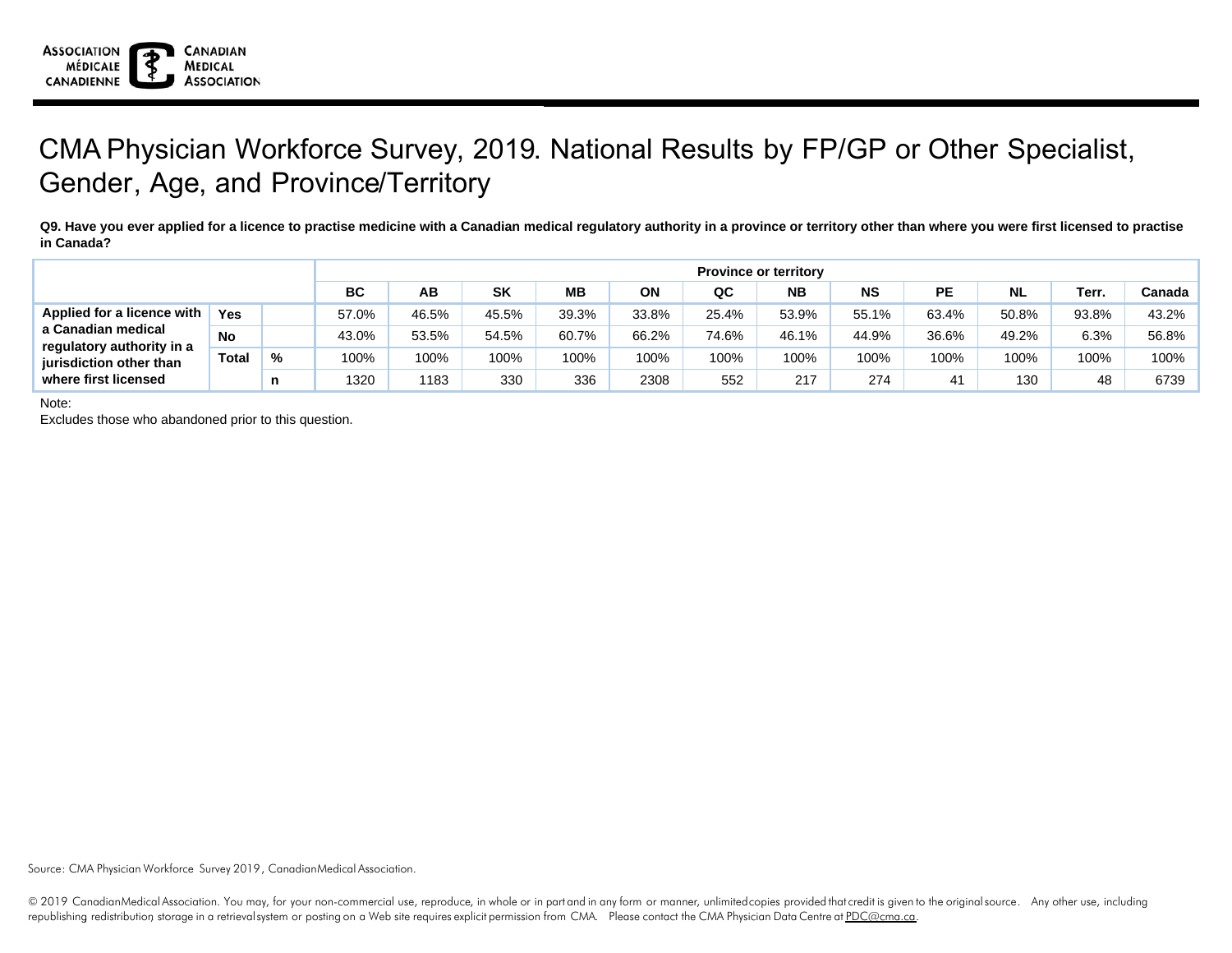# CMA Physician Workforce Survey, 2019. National Results by FP/GP or Other Specialist, Gender, Age, and Province/Territory

**Q9. Have you ever applied for a licence to practise medicine with a Canadian medical regulatory authority in a province or territory other than where you were first licensed to practise in Canada?**

| | | | Province or territory | | | | | | | | | | | |
|---|---|---|---|---|---|---|---|---|---|---|---|---|---|---|
| | | | BC | AB | SK | MB | ON | QC | NB | NS | PE | NL | Terr. | Canada |
| Applied for a licence with a Canadian medical regulatory authority in a jurisdiction other than where first licensed | Yes | | 57.0% | 46.5% | 45.5% | 39.3% | 33.8% | 25.4% | 53.9% | 55.1% | 63.4% | 50.8% | 93.8% | 43.2% |
| | No | | 43.0% | 53.5% | 54.5% | 60.7% | 66.2% | 74.6% | 46.1% | 44.9% | 36.6% | 49.2% | 6.3% | 56.8% |
| | Total | % | 100% | 100% | 100% | 100% | 100% | 100% | 100% | 100% | 100% | 100% | 100% | 100% |
| | | n | 1320 | 1183 | 330 | 336 | 2308 | 552 | 217 | 274 | 41 | 130 | 48 | 6739 |

Note:

Excludes those who abandoned prior to this question.

Source: CMA Physician Workforce Survey 2019, Canadian Medical Association.

© 2019 Canadian Medical Association. You may, for your non-commercial use, reproduce, in whole or in part and in any form or manner, unlimited copies provided that credit is given to the original source. Any other use, including republishing redistribution, storage in a retrieval system or posting on a Web site requires explicit permission from CMA. Please contact the CMA Physician Data Centre at PDC@cma.ca.